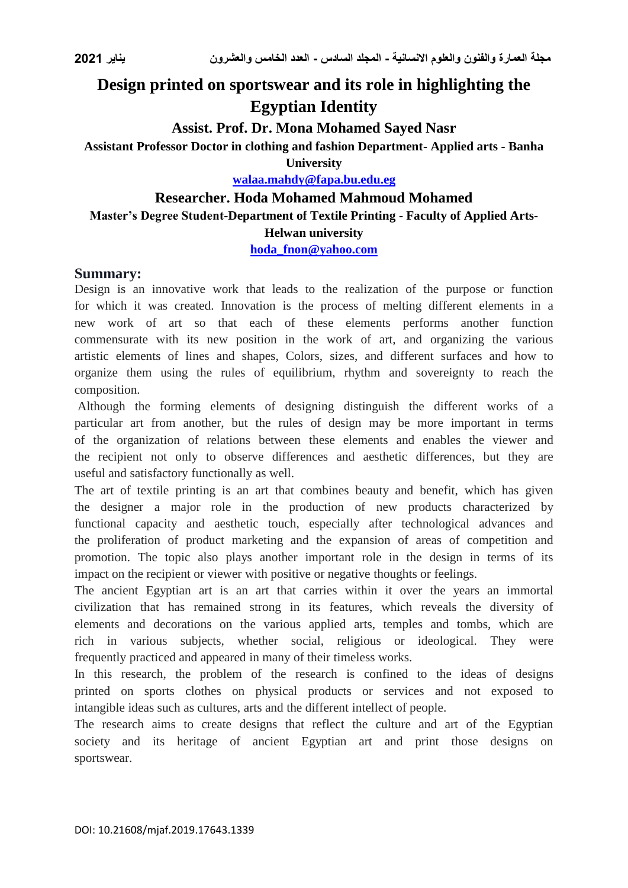# Design printed on sportswear and its role in highlighting the Egyptian Identity

**Assist. Prof. Dr. Mona Mohamed Sayed Nasr**

**Assistant Professor Doctor in clothing and fashion Department- Applied arts - Banha University**

walaa.mahdy@fapa.bu.edu.eg

**Researcher. Hoda Mohamed Mahmoud Mohamed**

**Master's Degree Student-Department of Textile Printing - Faculty of Applied Arts-Helwan university**

hoda_fnon@yahoo.com

## Summary:

Design is an innovative work that leads to the realization of the purpose or function for which it was created. Innovation is the process of melting different elements in a new work of art so that each of these elements performs another function commensurate with its new position in the work of art, and organizing the various artistic elements of lines and shapes, Colors, sizes, and different surfaces and how to organize them using the rules of equilibrium, rhythm and sovereignty to reach the composition.

Although the forming elements of designing distinguish the different works of a particular art from another, but the rules of design may be more important in terms of the organization of relations between these elements and enables the viewer and the recipient not only to observe differences and aesthetic differences, but they are useful and satisfactory functionally as well.

The art of textile printing is an art that combines beauty and benefit, which has given the designer a major role in the production of new products characterized by functional capacity and aesthetic touch, especially after technological advances and the proliferation of product marketing and the expansion of areas of competition and promotion. The topic also plays another important role in the design in terms of its impact on the recipient or viewer with positive or negative thoughts or feelings.

The ancient Egyptian art is an art that carries within it over the years an immortal civilization that has remained strong in its features, which reveals the diversity of elements and decorations on the various applied arts, temples and tombs, which are rich in various subjects, whether social, religious or ideological. They were frequently practiced and appeared in many of their timeless works.

In this research, the problem of the research is confined to the ideas of designs printed on sports clothes on physical products or services and not exposed to intangible ideas such as cultures, arts and the different intellect of people.

The research aims to create designs that reflect the culture and art of the Egyptian society and its heritage of ancient Egyptian art and print those designs on sportswear.

DOI: 10.21608/mjaf.2019.17643.1339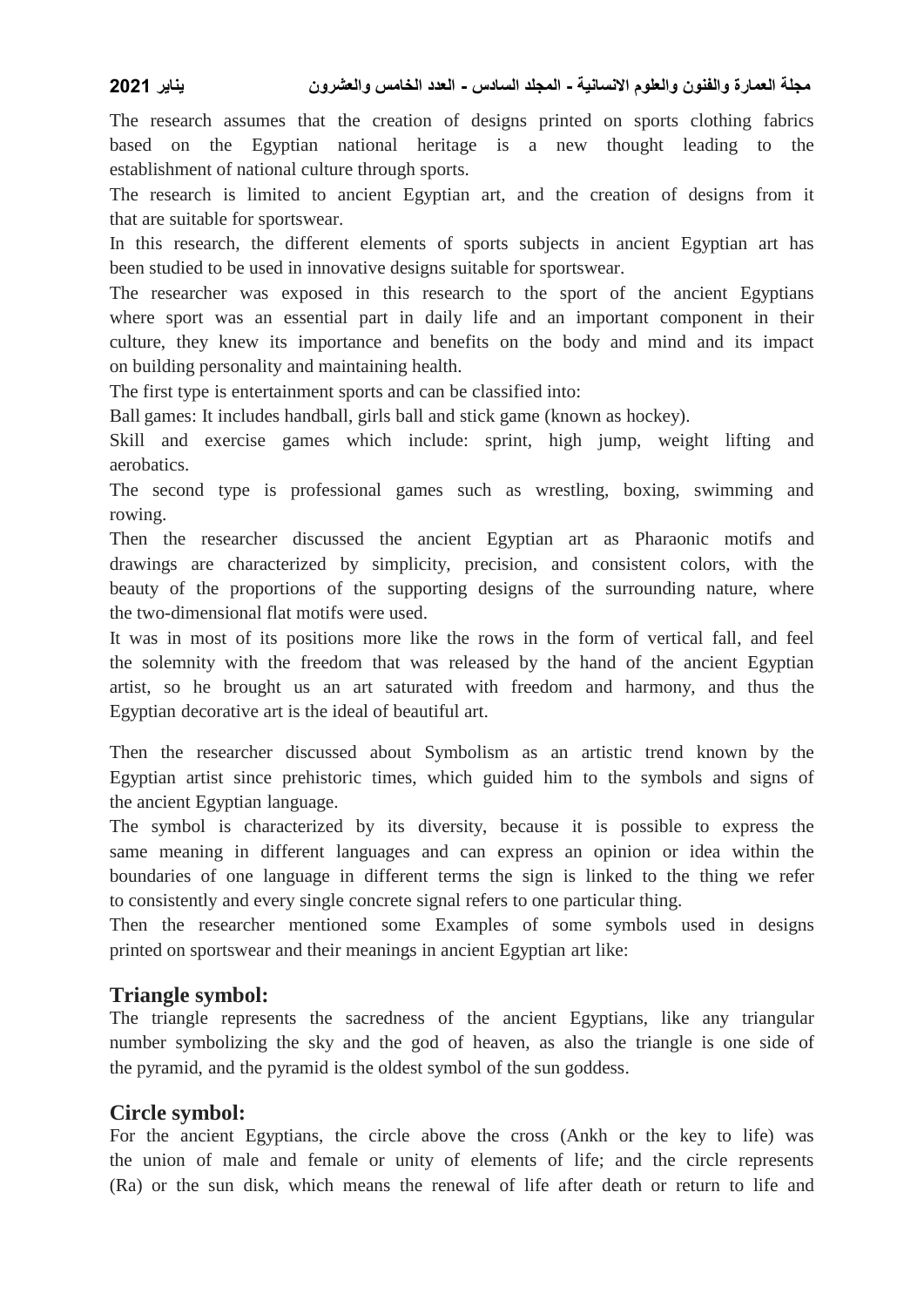The research assumes that the creation of designs printed on sports clothing fabrics based on the Egyptian national heritage is a new thought leading to the establishment of national culture through sports.

The research is limited to ancient Egyptian art, and the creation of designs from it that are suitable for sportswear.

In this research, the different elements of sports subjects in ancient Egyptian art has been studied to be used in innovative designs suitable for sportswear.

The researcher was exposed in this research to the sport of the ancient Egyptians where sport was an essential part in daily life and an important component in their culture, they knew its importance and benefits on the body and mind and its impact on building personality and maintaining health.

The first type is entertainment sports and can be classified into:

Ball games: It includes handball, girls ball and stick game (known as hockey).

Skill and exercise games which include: sprint, high jump, weight lifting and aerobatics.

The second type is professional games such as wrestling, boxing, swimming and rowing.

Then the researcher discussed the ancient Egyptian art as Pharaonic motifs and drawings are characterized by simplicity, precision, and consistent colors, with the beauty of the proportions of the supporting designs of the surrounding nature, where the two-dimensional flat motifs were used.

It was in most of its positions more like the rows in the form of vertical fall, and feel the solemnity with the freedom that was released by the hand of the ancient Egyptian artist, so he brought us an art saturated with freedom and harmony, and thus the Egyptian decorative art is the ideal of beautiful art.

Then the researcher discussed about Symbolism as an artistic trend known by the Egyptian artist since prehistoric times, which guided him to the symbols and signs of the ancient Egyptian language.

The symbol is characterized by its diversity, because it is possible to express the same meaning in different languages and can express an opinion or idea within the boundaries of one language in different terms the sign is linked to the thing we refer to consistently and every single concrete signal refers to one particular thing.

Then the researcher mentioned some Examples of some symbols used in designs printed on sportswear and their meanings in ancient Egyptian art like:

## Triangle symbol:

The triangle represents the sacredness of the ancient Egyptians, like any triangular number symbolizing the sky and the god of heaven, as also the triangle is one side of the pyramid, and the pyramid is the oldest symbol of the sun goddess.

## Circle symbol:

For the ancient Egyptians, the circle above the cross (Ankh or the key to life) was the union of male and female or unity of elements of life; and the circle represents (Ra) or the sun disk, which means the renewal of life after death or return to life and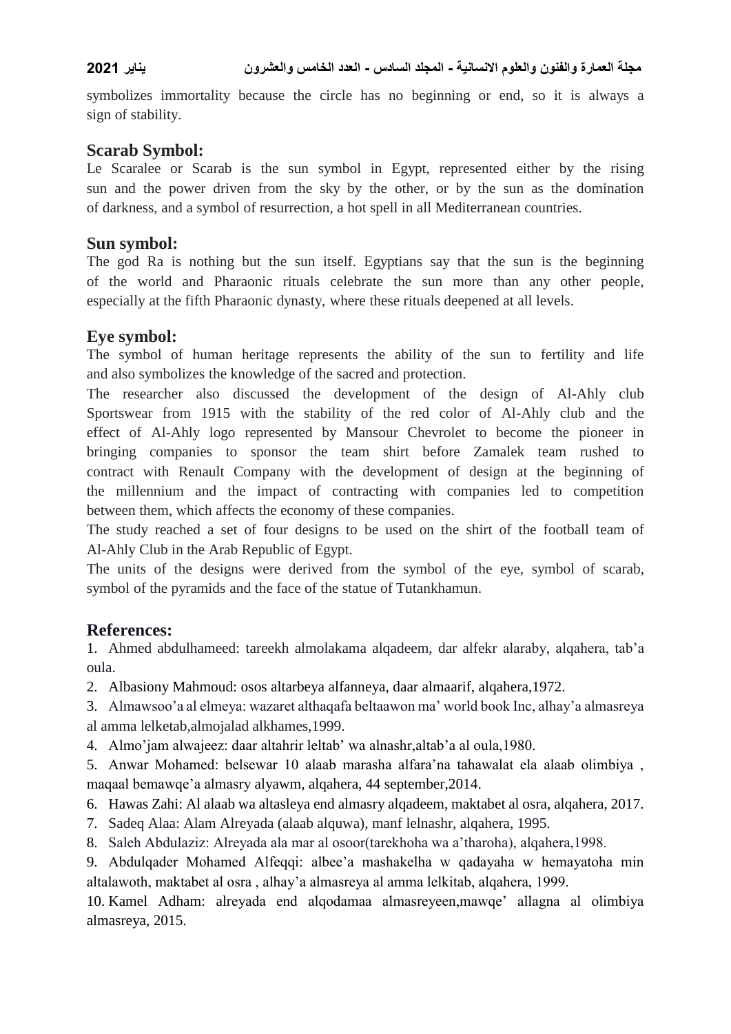symbolizes immortality because the circle has no beginning or end, so it is always a sign of stability.

## Scarab Symbol:

Le Scaralee or Scarab is the sun symbol in Egypt, represented either by the rising sun and the power driven from the sky by the other, or by the sun as the domination of darkness, and a symbol of resurrection, a hot spell in all Mediterranean countries.

## Sun symbol:

The god Ra is nothing but the sun itself. Egyptians say that the sun is the beginning of the world and Pharaonic rituals celebrate the sun more than any other people, especially at the fifth Pharaonic dynasty, where these rituals deepened at all levels.

## Eye symbol:

The symbol of human heritage represents the ability of the sun to fertility and life and also symbolizes the knowledge of the sacred and protection.

The researcher also discussed the development of the design of Al-Ahly club Sportswear from 1915 with the stability of the red color of Al-Ahly club and the effect of Al-Ahly logo represented by Mansour Chevrolet to become the pioneer in bringing companies to sponsor the team shirt before Zamalek team rushed to contract with Renault Company with the development of design at the beginning of the millennium and the impact of contracting with companies led to competition between them, which affects the economy of these companies.

The study reached a set of four designs to be used on the shirt of the football team of Al-Ahly Club in the Arab Republic of Egypt.

The units of the designs were derived from the symbol of the eye, symbol of scarab, symbol of the pyramids and the face of the statue of Tutankhamun.

## References:

1. Ahmed abdulhameed: tareekh almolakama alqadeem, dar alfekr alaraby, alqahera, tab'a oula.
2. Albasiony Mahmoud: osos altarbeya alfanneya, daar almaarif, alqahera,1972.
3. Almawsoo'a al elmeya: wazaret althaqafa beltaawon ma' world book Inc, alhay'a almasreya al amma lelketab,almojalad alkhames,1999.
4. Almo'jam alwajeez: daar altahrir leltab' wa alnashr,altab'a al oula,1980.
5. Anwar Mohamed: belsewar 10 alaab marasha alfara'na tahawalat ela alaab olimbiya , maqaal bemawqe'a almasry alyawm, alqahera, 44 september,2014.
6. Hawas Zahi: Al alaab wa altasleya end almasry alqadeem, maktabet al osra, alqahera, 2017.
7. Sadeq Alaa: Alam Alreyada (alaab alquwa), manf lelnashr, alqahera, 1995.
8. Saleh Abdulaziz: Alreyada ala mar al osoor(tarekhoha wa a'tharoha), alqahera,1998.
9. Abdulqader Mohamed Alfeqqi: albee'a mashakelha w qadayaha w hemayatoha min altalawoth, maktabet al osra , alhay'a almasreya al amma lelkitab, alqahera, 1999.
10. Kamel Adham: alreyada end alqodamaa almasreyeen,mawqe' allagna al olimbiya almasreya, 2015.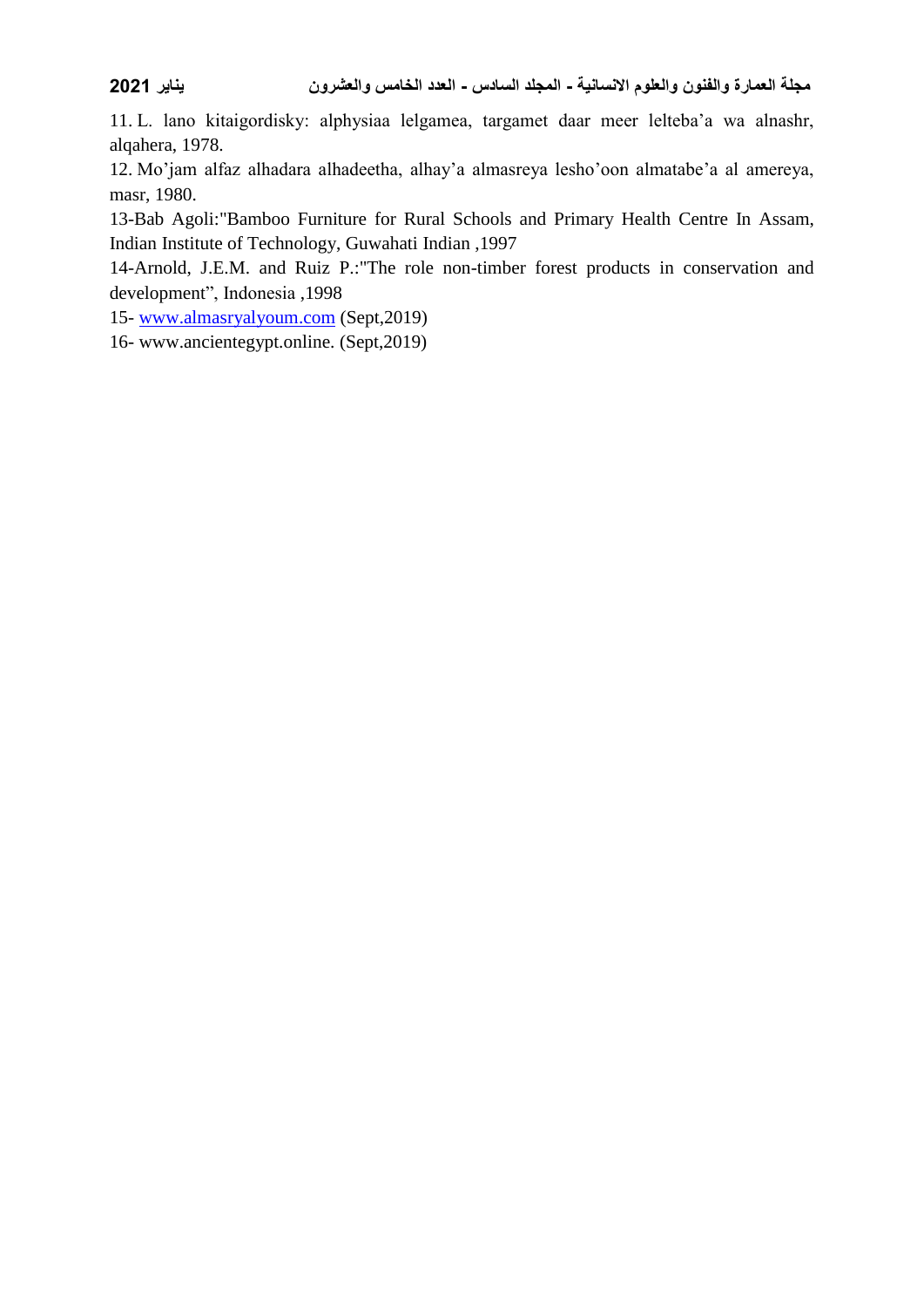11. L. lano kitaigordisky: alphysiaa lelgamea, targamet daar meer lelteba'a wa alnashr, alqahera, 1978.

12. Mo'jam alfaz alhadara alhadeetha, alhay'a almasreya lesho'oon almatabe'a al amereya, masr, 1980.

13-Bab Agoli:"Bamboo Furniture for Rural Schools and Primary Health Centre In Assam, Indian Institute of Technology, Guwahati Indian ,1997

14-Arnold, J.E.M. and Ruiz P.:"The role non-timber forest products in conservation and development", Indonesia ,1998

15- www.almasryalyoum.com (Sept,2019)

16- www.ancientegypt.online. (Sept,2019)